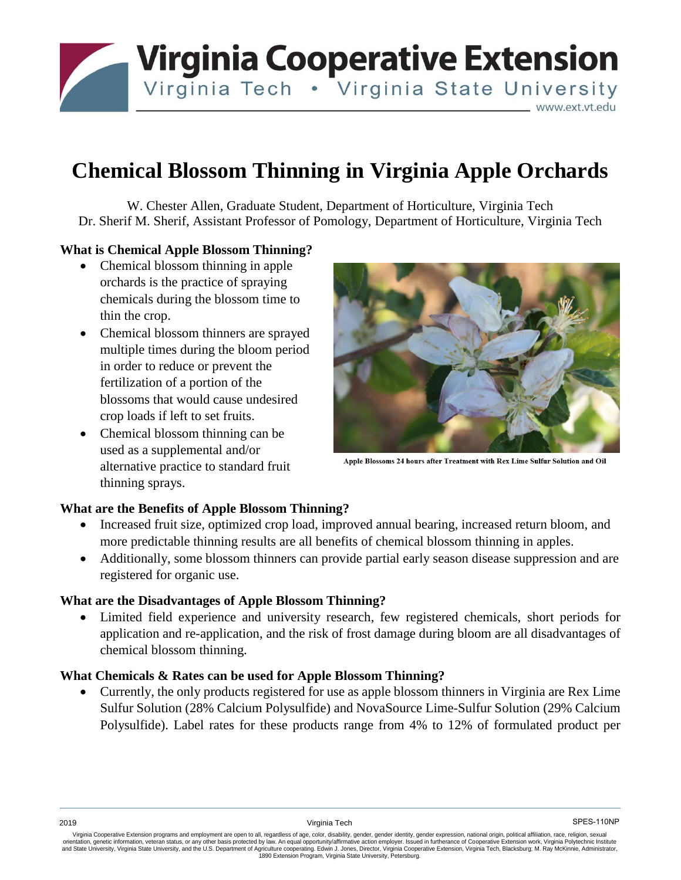# Chemical Blossom Thinning in Virginia Apple Orchards

W. Chester Allen, Graduate Student, Department of Horticulture, Virginia Tech
Dr. Sherif M. Sherif, Assistant Professor of Pomology, Department of Horticulture, Virginia Tech

### What is Chemical Apple Blossom Thinning?

- Chemical blossom thinning in apple orchards is the practice of spraying chemicals during the blossom time to thin the crop.
- Chemical blossom thinners are sprayed multiple times during the bloom period in order to reduce or prevent the fertilization of a portion of the blossoms that would cause undesired crop loads if left to set fruits.
- Chemical blossom thinning can be used as a supplemental and/or alternative practice to standard fruit thinning sprays.

Apple Blossoms 24 hours after Treatment with Rex Lime Sulfur Solution and Oil

### What are the Benefits of Apple Blossom Thinning?

- Increased fruit size, optimized crop load, improved annual bearing, increased return bloom, and more predictable thinning results are all benefits of chemical blossom thinning in apples.
- Additionally, some blossom thinners can provide partial early season disease suppression and are registered for organic use.

### What are the Disadvantages of Apple Blossom Thinning?

- Limited field experience and university research, few registered chemicals, short periods for application and re-application, and the risk of frost damage during bloom are all disadvantages of chemical blossom thinning.

### What Chemicals & Rates can be used for Apple Blossom Thinning?

- Currently, the only products registered for use as apple blossom thinners in Virginia are Rex Lime Sulfur Solution (28% Calcium Polysulfide) and NovaSource Lime-Sulfur Solution (29% Calcium Polysulfide). Label rates for these products range from 4% to 12% of formulated product per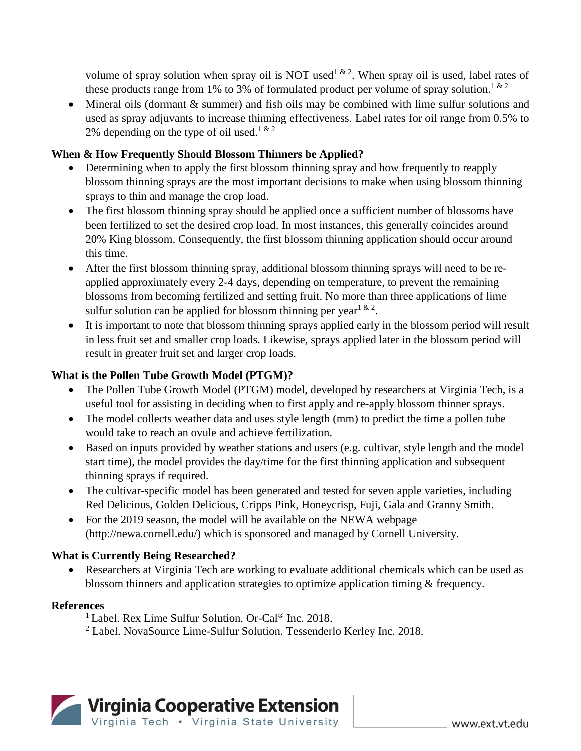volume of spray solution when spray oil is NOT used[1 & 2]. When spray oil is used, label rates of these products range from 1% to 3% of formulated product per volume of spray solution.[1 & 2]

- Mineral oils (dormant & summer) and fish oils may be combined with lime sulfur solutions and used as spray adjuvants to increase thinning effectiveness. Label rates for oil range from 0.5% to 2% depending on the type of oil used.[1 & 2]

**When & How Frequently Should Blossom Thinners be Applied?**

- Determining when to apply the first blossom thinning spray and how frequently to reapply blossom thinning sprays are the most important decisions to make when using blossom thinning sprays to thin and manage the crop load.
- The first blossom thinning spray should be applied once a sufficient number of blossoms have been fertilized to set the desired crop load. In most instances, this generally coincides around 20% King blossom. Consequently, the first blossom thinning application should occur around this time.
- After the first blossom thinning spray, additional blossom thinning sprays will need to be re-applied approximately every 2-4 days, depending on temperature, to prevent the remaining blossoms from becoming fertilized and setting fruit. No more than three applications of lime sulfur solution can be applied for blossom thinning per year[1 & 2].
- It is important to note that blossom thinning sprays applied early in the blossom period will result in less fruit set and smaller crop loads. Likewise, sprays applied later in the blossom period will result in greater fruit set and larger crop loads.

**What is the Pollen Tube Growth Model (PTGM)?**

- The Pollen Tube Growth Model (PTGM) model, developed by researchers at Virginia Tech, is a useful tool for assisting in deciding when to first apply and re-apply blossom thinner sprays.
- The model collects weather data and uses style length (mm) to predict the time a pollen tube would take to reach an ovule and achieve fertilization.
- Based on inputs provided by weather stations and users (e.g. cultivar, style length and the model start time), the model provides the day/time for the first thinning application and subsequent thinning sprays if required.
- The cultivar-specific model has been generated and tested for seven apple varieties, including Red Delicious, Golden Delicious, Cripps Pink, Honeycrisp, Fuji, Gala and Granny Smith.
- For the 2019 season, the model will be available on the NEWA webpage (http://newa.cornell.edu/) which is sponsored and managed by Cornell University.

**What is Currently Being Researched?**

- Researchers at Virginia Tech are working to evaluate additional chemicals which can be used as blossom thinners and application strategies to optimize application timing & frequency.

**References**

[1] Label. Rex Lime Sulfur Solution. Or-Cal® Inc. 2018.

[2] Label. NovaSource Lime-Sulfur Solution. Tessenderlo Kerley Inc. 2018.